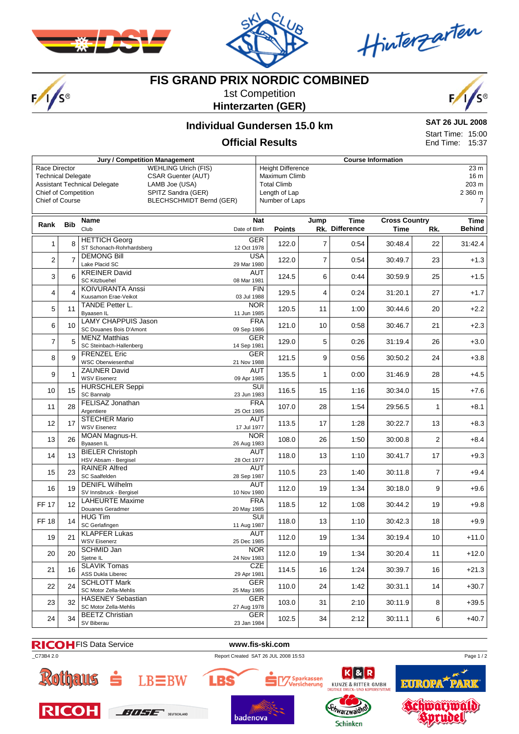# FIS GRAND PRIX NORDIC COMBINED

1st Competition

**Hinterzarten (GER)**

## Individual Gundersen 15.0 km

### Official Results

**SAT 26 JUL 2008**

Start Time: 15:00

End Time: 15:37

| Jury / Competition Management | | Course Information | |
|---|---|---|---|
| Race Director | WEHLING Ulrich (FIS) | Height Difference | 23 m |
| Technical Delegate | CSAR Guenter (AUT) | Maximum Climb | 16 m |
| Assistant Technical Delegate | LAMB Joe (USA) | Total Climb | 203 m |
| Chief of Competition | SPITZ Sandra (GER) | Length of Lap | 2 360 m |
| Chief of Course | BLECHSCHMIDT Bernd (GER) | Number of Laps | 7 |

| Rank | Bib | Name / Club | Nat / Date of Birth | Points | Jump Rk. | Time Difference | Cross Country Time | Rk. | Time Behind |
|---|---|---|---|---|---|---|---|---|---|
| 1 | 8 | HETTICH Georg<br>ST Schonach-Rohrhardsberg | GER<br>12 Oct 1978 | 122.0 | 7 | 0:54 | 30:48.4 | 22 | 31:42.4 |
| 2 | 7 | DEMONG Bill<br>Lake Placid SC | USA<br>29 Mar 1980 | 122.0 | 7 | 0:54 | 30:49.7 | 23 | +1.3 |
| 3 | 6 | KREINER David<br>SC Kitzbuehel | AUT<br>08 Mar 1981 | 124.5 | 6 | 0:44 | 30:59.9 | 25 | +1.5 |
| 4 | 4 | KOIVURANTA Anssi<br>Kuusamon Erae-Veikot | FIN<br>03 Jul 1988 | 129.5 | 4 | 0:24 | 31:20.1 | 27 | +1.7 |
| 5 | 11 | TANDE Petter L.<br>Byaasen IL | NOR<br>11 Jun 1985 | 120.5 | 11 | 1:00 | 30:44.6 | 20 | +2.2 |
| 6 | 10 | LAMY CHAPPUIS Jason<br>SC Douanes Bois D'Amont | FRA<br>09 Sep 1986 | 121.0 | 10 | 0:58 | 30:46.7 | 21 | +2.3 |
| 7 | 5 | MENZ Matthias<br>SC Steinbach-Hallenberg | GER<br>14 Sep 1981 | 129.0 | 5 | 0:26 | 31:19.4 | 26 | +3.0 |
| 8 | 9 | FRENZEL Eric<br>WSC Oberwiesenthal | GER<br>21 Nov 1988 | 121.5 | 9 | 0:56 | 30:50.2 | 24 | +3.8 |
| 9 | 1 | ZAUNER David<br>WSV Eisenerz | AUT<br>09 Apr 1985 | 135.5 | 1 | 0:00 | 31:46.9 | 28 | +4.5 |
| 10 | 15 | HURSCHLER Seppi<br>SC Bannalp | SUI<br>23 Jun 1983 | 116.5 | 15 | 1:16 | 30:34.0 | 15 | +7.6 |
| 11 | 28 | FELISAZ Jonathan<br>Argentiere | FRA<br>25 Oct 1985 | 107.0 | 28 | 1:54 | 29:56.5 | 1 | +8.1 |
| 12 | 17 | STECHER Mario<br>WSV Eisenerz | AUT<br>17 Jul 1977 | 113.5 | 17 | 1:28 | 30:22.7 | 13 | +8.3 |
| 13 | 26 | MOAN Magnus-H.<br>Byaasen IL | NOR<br>26 Aug 1983 | 108.0 | 26 | 1:50 | 30:00.8 | 2 | +8.4 |
| 14 | 13 | BIELER Christoph<br>HSV Absam - Bergisel | AUT<br>28 Oct 1977 | 118.0 | 13 | 1:10 | 30:41.7 | 17 | +9.3 |
| 15 | 23 | RAINER Alfred<br>SC Saalfelden | AUT<br>28 Sep 1987 | 110.5 | 23 | 1:40 | 30:11.8 | 7 | +9.4 |
| 16 | 19 | DENIFL Wilhelm<br>SV Innsbruck - Bergisel | AUT<br>10 Nov 1980 | 112.0 | 19 | 1:34 | 30:18.0 | 9 | +9.6 |
| FF 17 | 12 | LAHEURTE Maxime<br>Douanes Geradmer | FRA<br>20 May 1985 | 118.5 | 12 | 1:08 | 30:44.2 | 19 | +9.8 |
| FF 18 | 14 | HUG Tim<br>SC Gerlafingen | SUI<br>11 Aug 1987 | 118.0 | 13 | 1:10 | 30:42.3 | 18 | +9.9 |
| 19 | 21 | KLAPFER Lukas<br>WSV Eisenerz | AUT<br>25 Dec 1985 | 112.0 | 19 | 1:34 | 30:19.4 | 10 | +11.0 |
| 20 | 20 | SCHMID Jan<br>Sjetne IL | NOR<br>24 Nov 1983 | 112.0 | 19 | 1:34 | 30:20.4 | 11 | +12.0 |
| 21 | 16 | SLAVIK Tomas<br>ASS Dukla Liberec | CZE<br>29 Apr 1981 | 114.5 | 16 | 1:24 | 30:39.7 | 16 | +21.3 |
| 22 | 24 | SCHLOTT Mark<br>SC Motor Zella-Mehlis | GER<br>25 May 1985 | 110.0 | 24 | 1:42 | 30:31.1 | 14 | +30.7 |
| 23 | 32 | HASENEY Sebastian<br>SC Motor Zella-Mehlis | GER<br>27 Aug 1978 | 103.0 | 31 | 2:10 | 30:11.9 | 8 | +39.5 |
| 24 | 34 | BEETZ Christian<br>SV Biberau | GER<br>23 Jan 1984 | 102.5 | 34 | 2:12 | 30:11.1 | 6 | +40.7 |

RICOH FIS Data Service — www.fis-ski.com

_C73B4 2.0 — Report Created SAT 26 JUL 2008 15:53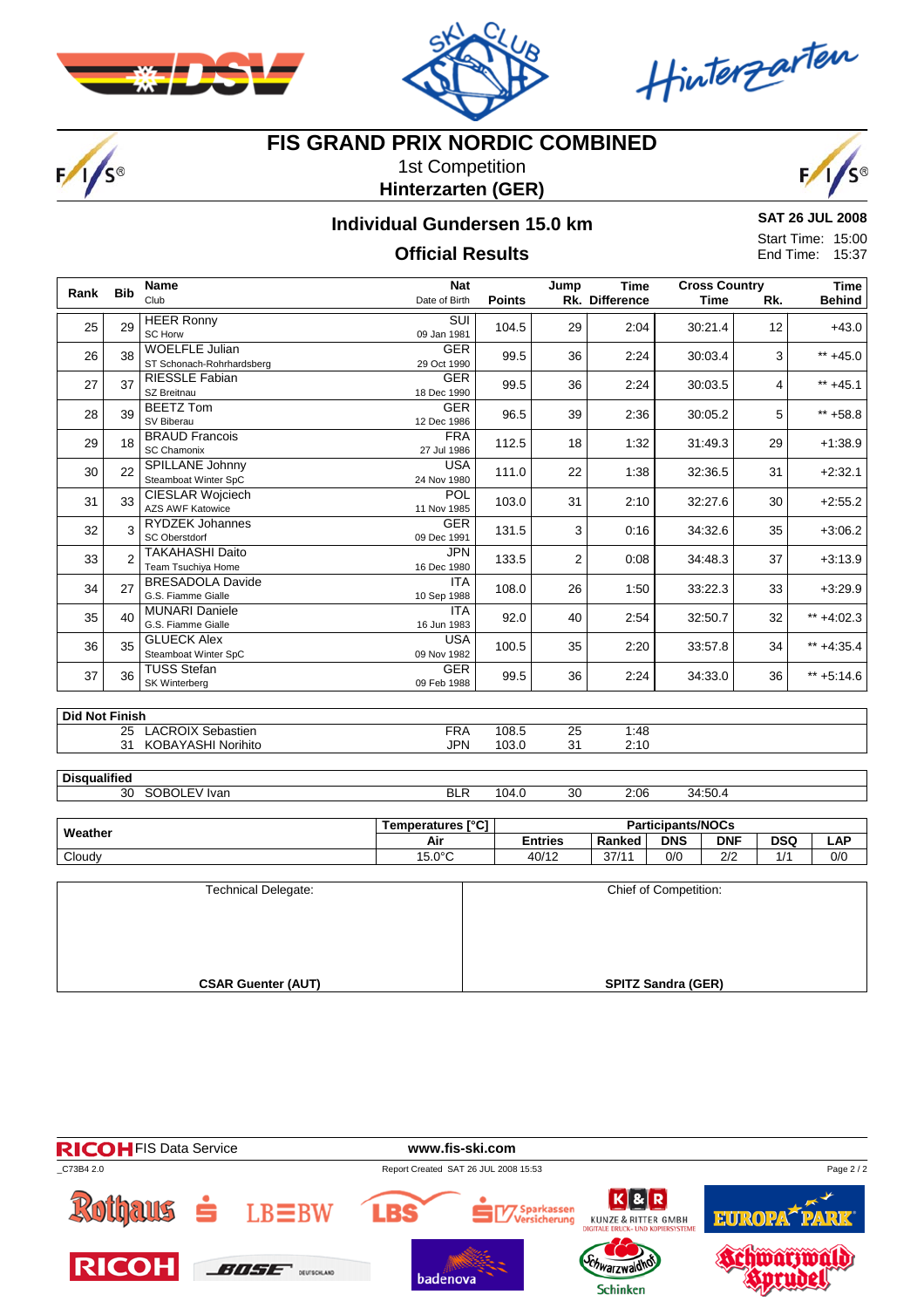# FIS GRAND PRIX NORDIC COMBINED

1st Competition

**Hinterzarten (GER)**

## Individual Gundersen 15.0 km

**SAT 26 JUL 2008**

Start Time: 15:00
End Time: 15:37

## Official Results

| Rank | Bib | Name<br>Club | Nat<br>Date of Birth | Points | Jump Rk. | Time Difference | Cross Country Time | Rk. | Time Behind |
|---|---|---|---|---|---|---|---|---|---|
| 25 | 29 | HEER Ronny<br>SC Horw | SUI<br>09 Jan 1981 | 104.5 | 29 | 2:04 | 30:21.4 | 12 | +43.0 |
| 26 | 38 | WOELFLE Julian<br>ST Schonach-Rohrhardsberg | GER<br>29 Oct 1990 | 99.5 | 36 | 2:24 | 30:03.4 | 3 | ** +45.0 |
| 27 | 37 | RIESSLE Fabian<br>SZ Breitnau | GER<br>18 Dec 1990 | 99.5 | 36 | 2:24 | 30:03.5 | 4 | ** +45.1 |
| 28 | 39 | BEETZ Tom<br>SV Biberau | GER<br>12 Dec 1986 | 96.5 | 39 | 2:36 | 30:05.2 | 5 | ** +58.8 |
| 29 | 18 | BRAUD Francois<br>SC Chamonix | FRA<br>27 Jul 1986 | 112.5 | 18 | 1:32 | 31:49.3 | 29 | +1:38.9 |
| 30 | 22 | SPILLANE Johnny<br>Steamboat Winter SpC | USA<br>24 Nov 1980 | 111.0 | 22 | 1:38 | 32:36.5 | 31 | +2:32.1 |
| 31 | 33 | CIESLAR Wojciech<br>AZS AWF Katowice | POL<br>11 Nov 1985 | 103.0 | 31 | 2:10 | 32:27.6 | 30 | +2:55.2 |
| 32 | 3 | RYDZEK Johannes<br>SC Oberstdorf | GER<br>09 Dec 1991 | 131.5 | 3 | 0:16 | 34:32.6 | 35 | +3:06.2 |
| 33 | 2 | TAKAHASHI Daito<br>Team Tsuchiya Home | JPN<br>16 Dec 1980 | 133.5 | 2 | 0:08 | 34:48.3 | 37 | +3:13.9 |
| 34 | 27 | BRESADOLA Davide<br>G.S. Fiamme Gialle | ITA<br>10 Sep 1988 | 108.0 | 26 | 1:50 | 33:22.3 | 33 | +3:29.9 |
| 35 | 40 | MUNARI Daniele<br>G.S. Fiamme Gialle | ITA<br>16 Jun 1983 | 92.0 | 40 | 2:54 | 32:50.7 | 32 | ** +4:02.3 |
| 36 | 35 | GLUECK Alex<br>Steamboat Winter SpC | USA<br>09 Nov 1982 | 100.5 | 35 | 2:20 | 33:57.8 | 34 | ** +4:35.4 |
| 37 | 36 | TUSS Stefan<br>SK Winterberg | GER<br>09 Feb 1988 | 99.5 | 36 | 2:24 | 34:33.0 | 36 | ** +5:14.6 |

**Did Not Finish**

| Bib | Name | Nat | Points | Jump Rk. | Time Difference |
|---|---|---|---|---|---|
| 25 | LACROIX Sebastien | FRA | 108.5 | 25 | 1:48 |
| 31 | KOBAYASHI Norihito | JPN | 103.0 | 31 | 2:10 |

**Disqualified**

| Bib | Name | Nat | Points | Jump Rk. | Time Difference | Cross Country Time |
|---|---|---|---|---|---|---|
| 30 | SOBOLEV Ivan | BLR | 104.0 | 30 | 2:06 | 34:50.4 |

| Weather | Temperatures [°C] | Participants/NOCs | | | | | |
|---|---|---|---|---|---|---|---|
| | Air | Entries | Ranked | DNS | DNF | DSQ | LAP |
| Cloudy | 15.0°C | 40/12 | 37/11 | 0/0 | 2/2 | 1/1 | 0/0 |

| Technical Delegate: | Chief of Competition: |
|---|---|
| **CSAR Guenter (AUT)** | **SPITZ Sandra (GER)** |

FIS Data Service www.fis-ski.com

_C73B4 2.0 Report Created SAT 26 JUL 2008 15:53